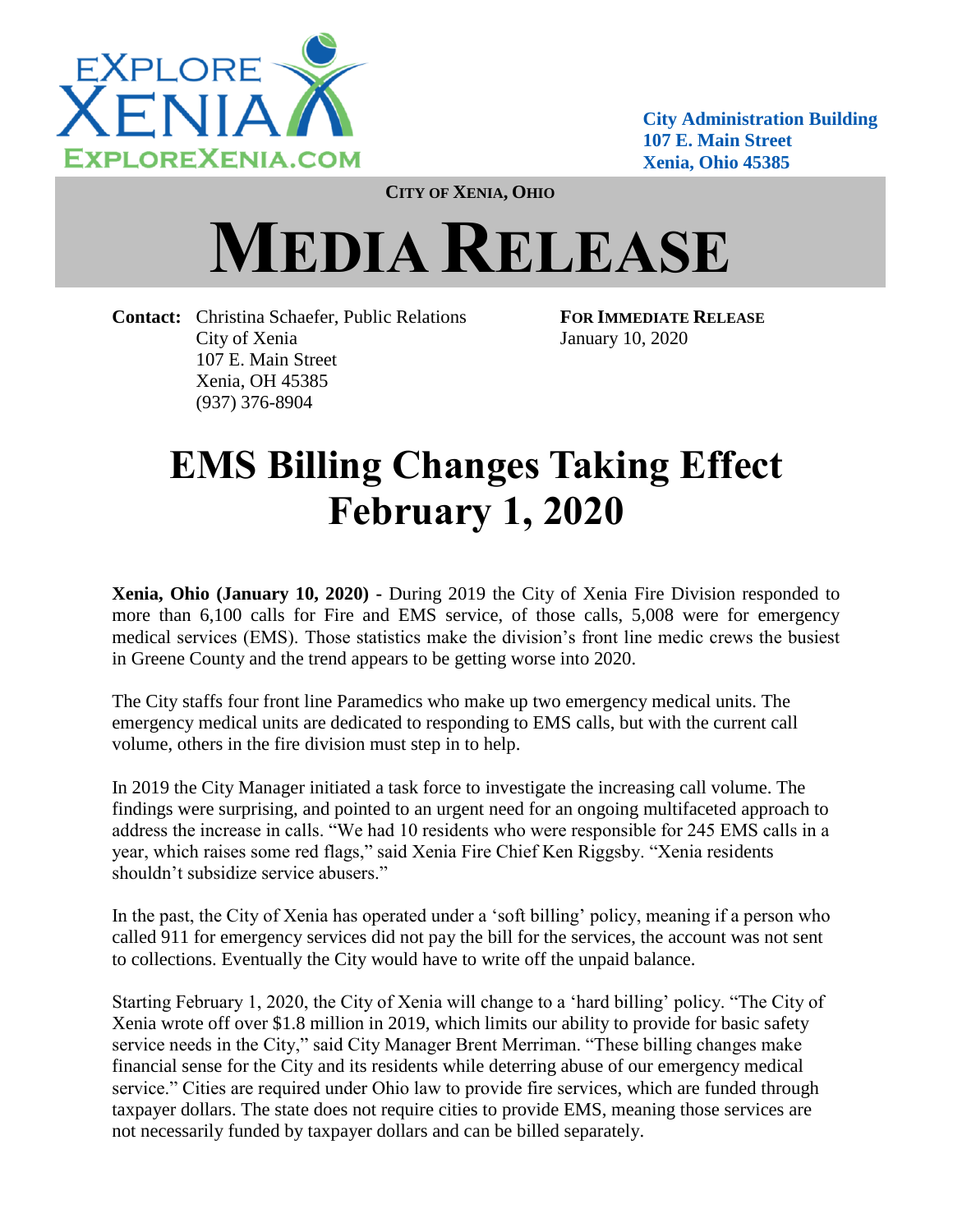EXPLORE XENIA
EXPLOREXENIA.COM

**City Administration Building**
**107 E. Main Street**
**Xenia, Ohio 45385**

**CITY OF XENIA, OHIO**

# MEDIA RELEASE

**Contact:** Christina Schaefer, Public Relations
City of Xenia
107 E. Main Street
Xenia, OH 45385
(937) 376-8904

**FOR IMMEDIATE RELEASE**
January 10, 2020

# EMS Billing Changes Taking Effect February 1, 2020

**Xenia, Ohio (January 10, 2020) -** During 2019 the City of Xenia Fire Division responded to more than 6,100 calls for Fire and EMS service, of those calls, 5,008 were for emergency medical services (EMS). Those statistics make the division's front line medic crews the busiest in Greene County and the trend appears to be getting worse into 2020.

The City staffs four front line Paramedics who make up two emergency medical units. The emergency medical units are dedicated to responding to EMS calls, but with the current call volume, others in the fire division must step in to help.

In 2019 the City Manager initiated a task force to investigate the increasing call volume. The findings were surprising, and pointed to an urgent need for an ongoing multifaceted approach to address the increase in calls. "We had 10 residents who were responsible for 245 EMS calls in a year, which raises some red flags," said Xenia Fire Chief Ken Riggsby. "Xenia residents shouldn't subsidize service abusers."

In the past, the City of Xenia has operated under a 'soft billing' policy, meaning if a person who called 911 for emergency services did not pay the bill for the services, the account was not sent to collections. Eventually the City would have to write off the unpaid balance.

Starting February 1, 2020, the City of Xenia will change to a 'hard billing' policy. "The City of Xenia wrote off over $1.8 million in 2019, which limits our ability to provide for basic safety service needs in the City," said City Manager Brent Merriman. "These billing changes make financial sense for the City and its residents while deterring abuse of our emergency medical service." Cities are required under Ohio law to provide fire services, which are funded through taxpayer dollars. The state does not require cities to provide EMS, meaning those services are not necessarily funded by taxpayer dollars and can be billed separately.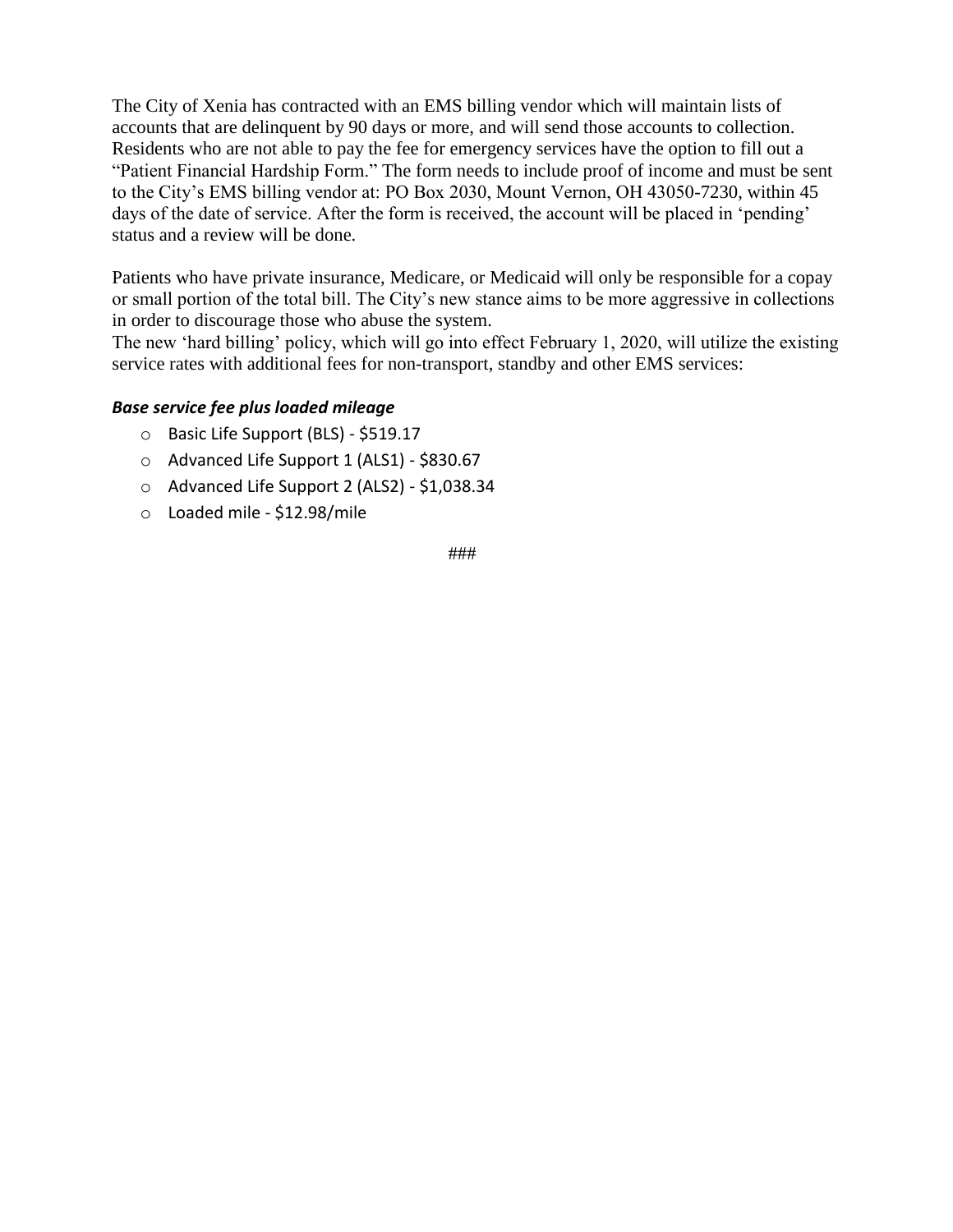The City of Xenia has contracted with an EMS billing vendor which will maintain lists of accounts that are delinquent by 90 days or more, and will send those accounts to collection. Residents who are not able to pay the fee for emergency services have the option to fill out a "Patient Financial Hardship Form." The form needs to include proof of income and must be sent to the City's EMS billing vendor at: PO Box 2030, Mount Vernon, OH 43050-7230, within 45 days of the date of service. After the form is received, the account will be placed in 'pending' status and a review will be done.

Patients who have private insurance, Medicare, or Medicaid will only be responsible for a copay or small portion of the total bill. The City's new stance aims to be more aggressive in collections in order to discourage those who abuse the system.
The new 'hard billing' policy, which will go into effect February 1, 2020, will utilize the existing service rates with additional fees for non-transport, standby and other EMS services:

***Base service fee plus loaded mileage***

- Basic Life Support (BLS) - $519.17
- Advanced Life Support 1 (ALS1) - $830.67
- Advanced Life Support 2 (ALS2) - $1,038.34
- Loaded mile - $12.98/mile

###